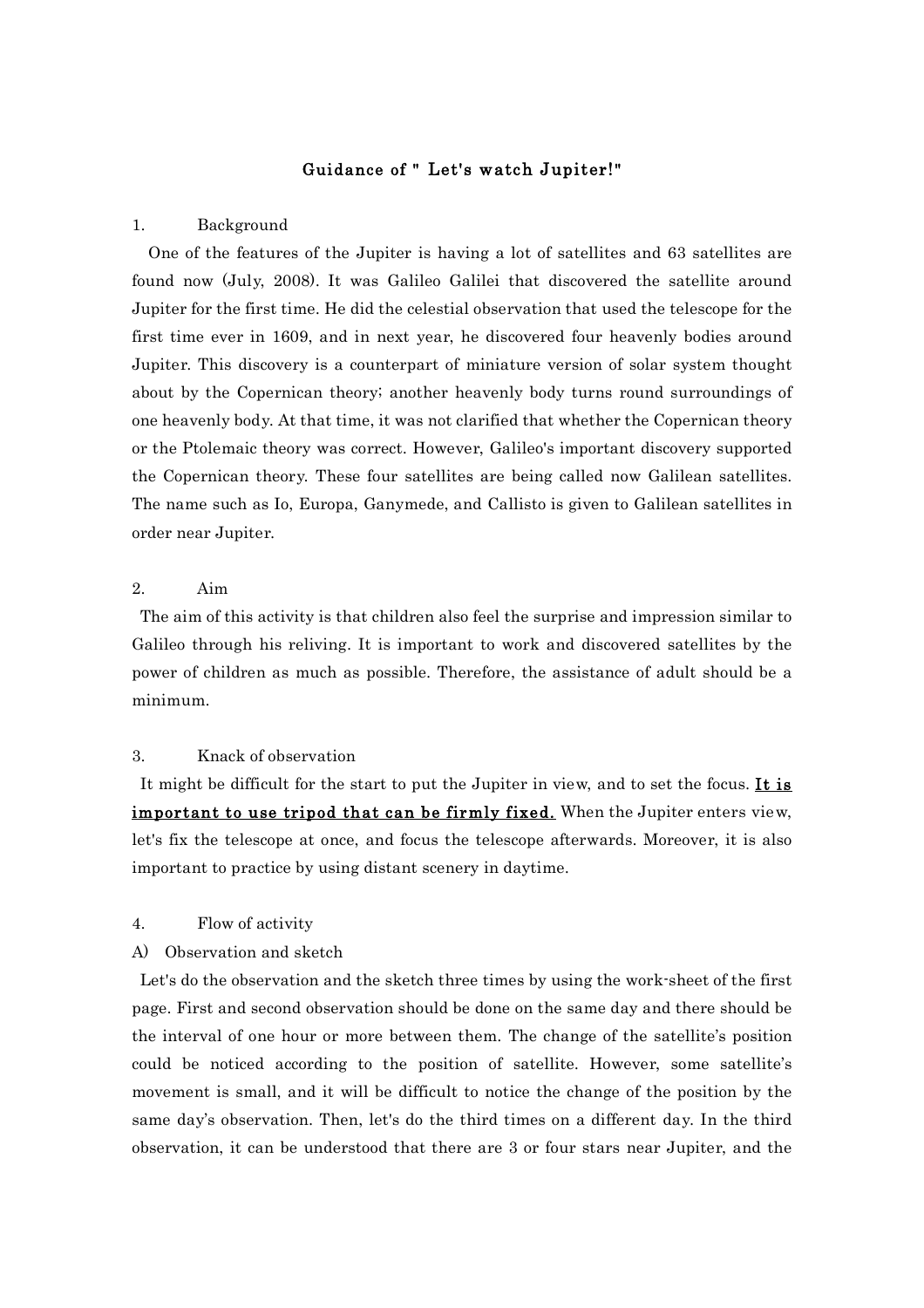# Guidance of " Let's watch Jupiter!"

## 1. Background

One of the features of the Jupiter is having a lot of satellites and 63 satellites are found now (July, 2008). It was Galileo Galilei that discovered the satellite around Jupiter for the first time. He did the celestial observation that used the telescope for the first time ever in 1609, and in next year, he discovered four heavenly bodies around Jupiter. This discovery is a counterpart of miniature version of solar system thought about by the Copernican theory; another heavenly body turns round surroundings of one heavenly body. At that time, it was not clarified that whether the Copernican theory or the Ptolemaic theory was correct. However, Galileo's important discovery supported the Copernican theory. These four satellites are being called now Galilean satellites. The name such as Io, Europa, Ganymede, and Callisto is given to Galilean satellites in order near Jupiter.

## 2. Aim

The aim of this activity is that children also feel the surprise and impression similar to Galileo through his reliving. It is important to work and discovered satellites by the power of children as much as possible. Therefore, the assistance of adult should be a minimum.

## 3. Knack of observation

It might be difficult for the start to put the Jupiter in view, and to set the focus. **It is important to use tripod that can be firmly fixed.** When the Jupiter enters view, let's fix the telescope at once, and focus the telescope afterwards. Moreover, it is also important to practice by using distant scenery in daytime.

## 4. Flow of activity

### A) Observation and sketch

Let's do the observation and the sketch three times by using the work-sheet of the first page. First and second observation should be done on the same day and there should be the interval of one hour or more between them. The change of the satellite's position could be noticed according to the position of satellite. However, some satellite's movement is small, and it will be difficult to notice the change of the position by the same day's observation. Then, let's do the third times on a different day. In the third observation, it can be understood that there are 3 or four stars near Jupiter, and the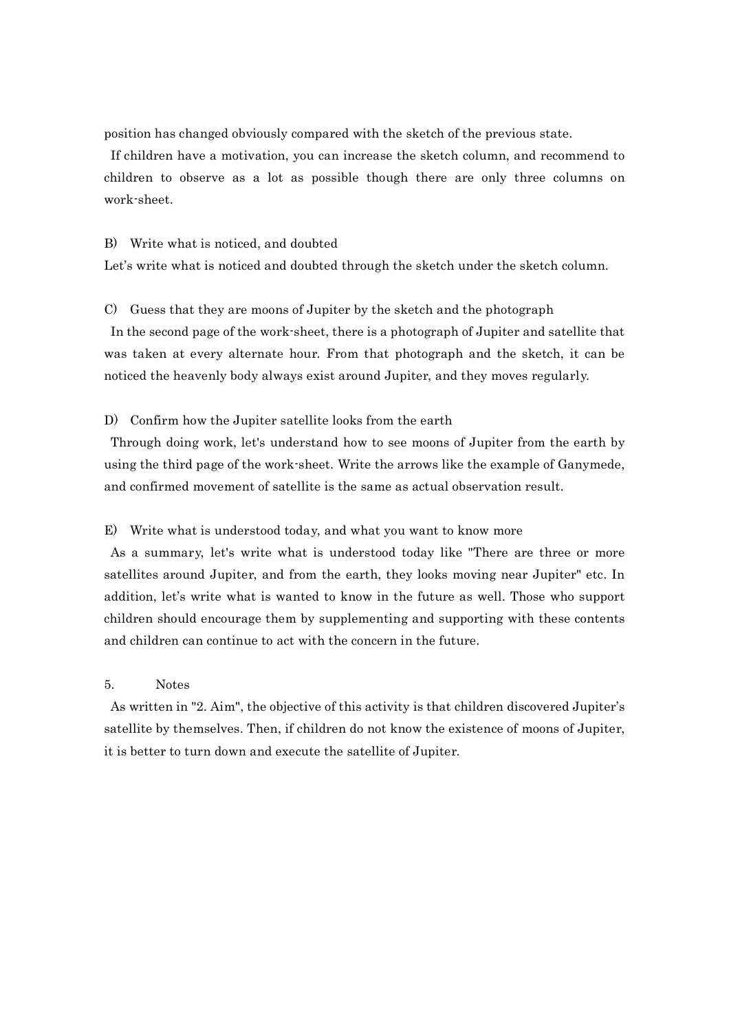position has changed obviously compared with the sketch of the previous state.

If children have a motivation, you can increase the sketch column, and recommend to children to observe as a lot as possible though there are only three columns on work-sheet.

B) Write what is noticed, and doubted

Let's write what is noticed and doubted through the sketch under the sketch column.

C) Guess that they are moons of Jupiter by the sketch and the photograph

In the second page of the work-sheet, there is a photograph of Jupiter and satellite that was taken at every alternate hour. From that photograph and the sketch, it can be noticed the heavenly body always exist around Jupiter, and they moves regularly.

D) Confirm how the Jupiter satellite looks from the earth

Through doing work, let's understand how to see moons of Jupiter from the earth by using the third page of the work-sheet. Write the arrows like the example of Ganymede, and confirmed movement of satellite is the same as actual observation result.

E) Write what is understood today, and what you want to know more

As a summary, let's write what is understood today like "There are three or more satellites around Jupiter, and from the earth, they looks moving near Jupiter" etc. In addition, let's write what is wanted to know in the future as well. Those who support children should encourage them by supplementing and supporting with these contents and children can continue to act with the concern in the future.

## 5. Notes

As written in "2. Aim", the objective of this activity is that children discovered Jupiter's satellite by themselves. Then, if children do not know the existence of moons of Jupiter, it is better to turn down and execute the satellite of Jupiter.